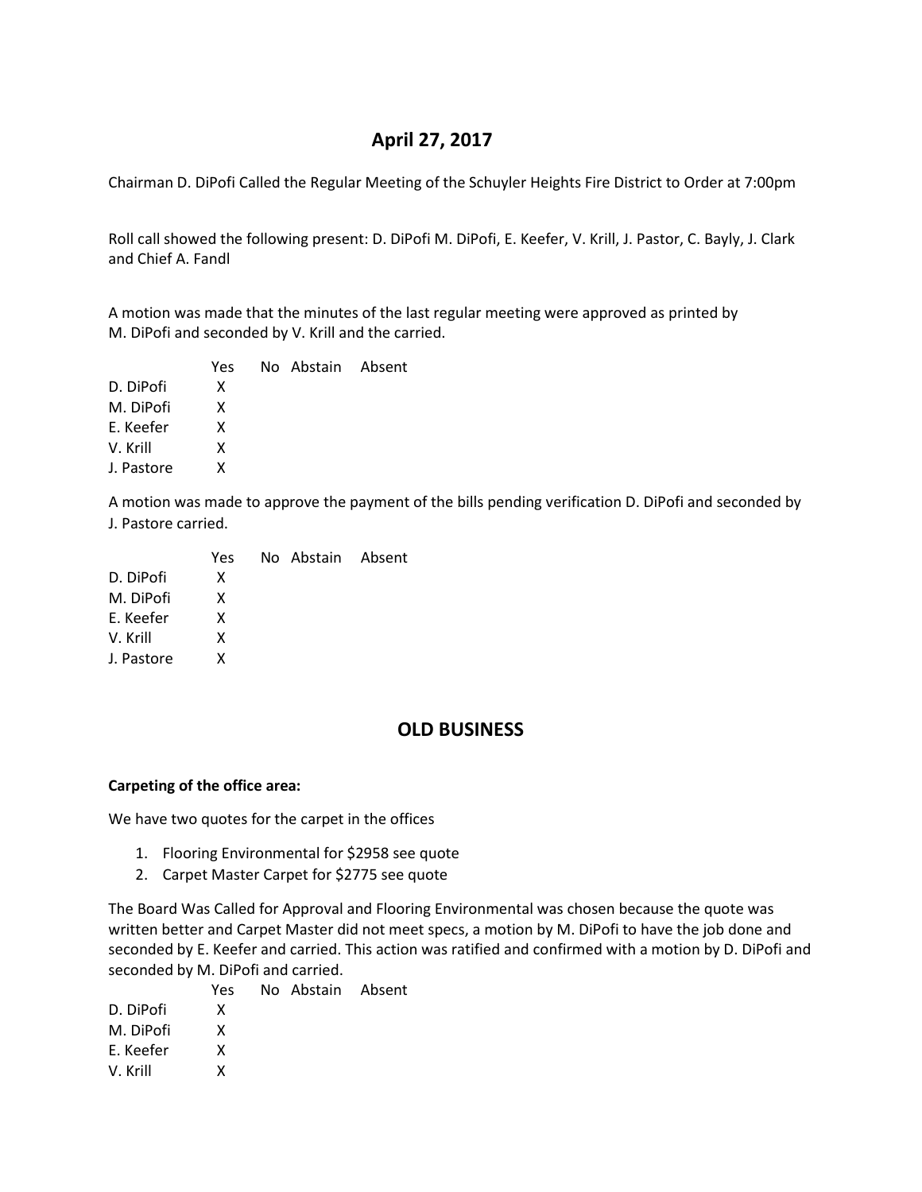# April 27, 2017

Chairman D. DiPofi Called the Regular Meeting of the Schuyler Heights Fire District to Order at 7:00pm

Roll call showed the following present: D. DiPofi M. DiPofi, E. Keefer, V. Krill, J. Pastor, C. Bayly, J. Clark and Chief A. Fandl

A motion was made that the minutes of the last regular meeting were approved as printed by M. DiPofi and seconded by V. Krill and the carried.

| | Yes | No | Abstain | Absent |
|---|---|---|---|---|
| D. DiPofi | X | | | |
| M. DiPofi | X | | | |
| E. Keefer | X | | | |
| V. Krill | X | | | |
| J. Pastore | X | | | |

A motion was made to approve the payment of the bills pending verification D. DiPofi and seconded by J. Pastore carried.

| | Yes | No | Abstain | Absent |
|---|---|---|---|---|
| D. DiPofi | X | | | |
| M. DiPofi | X | | | |
| E. Keefer | X | | | |
| V. Krill | X | | | |
| J. Pastore | X | | | |

## OLD BUSINESS

**Carpeting of the office area:**

We have two quotes for the carpet in the offices

1. Flooring Environmental for $2958 see quote
2. Carpet Master Carpet for $2775 see quote

The Board Was Called for Approval and Flooring Environmental was chosen because the quote was written better and Carpet Master did not meet specs, a motion by M. DiPofi to have the job done and seconded by E. Keefer and carried. This action was ratified and confirmed with a motion by D. DiPofi and seconded by M. DiPofi and carried.

| | Yes | No | Abstain | Absent |
|---|---|---|---|---|
| D. DiPofi | X | | | |
| M. DiPofi | X | | | |
| E. Keefer | X | | | |
| V. Krill | X | | | |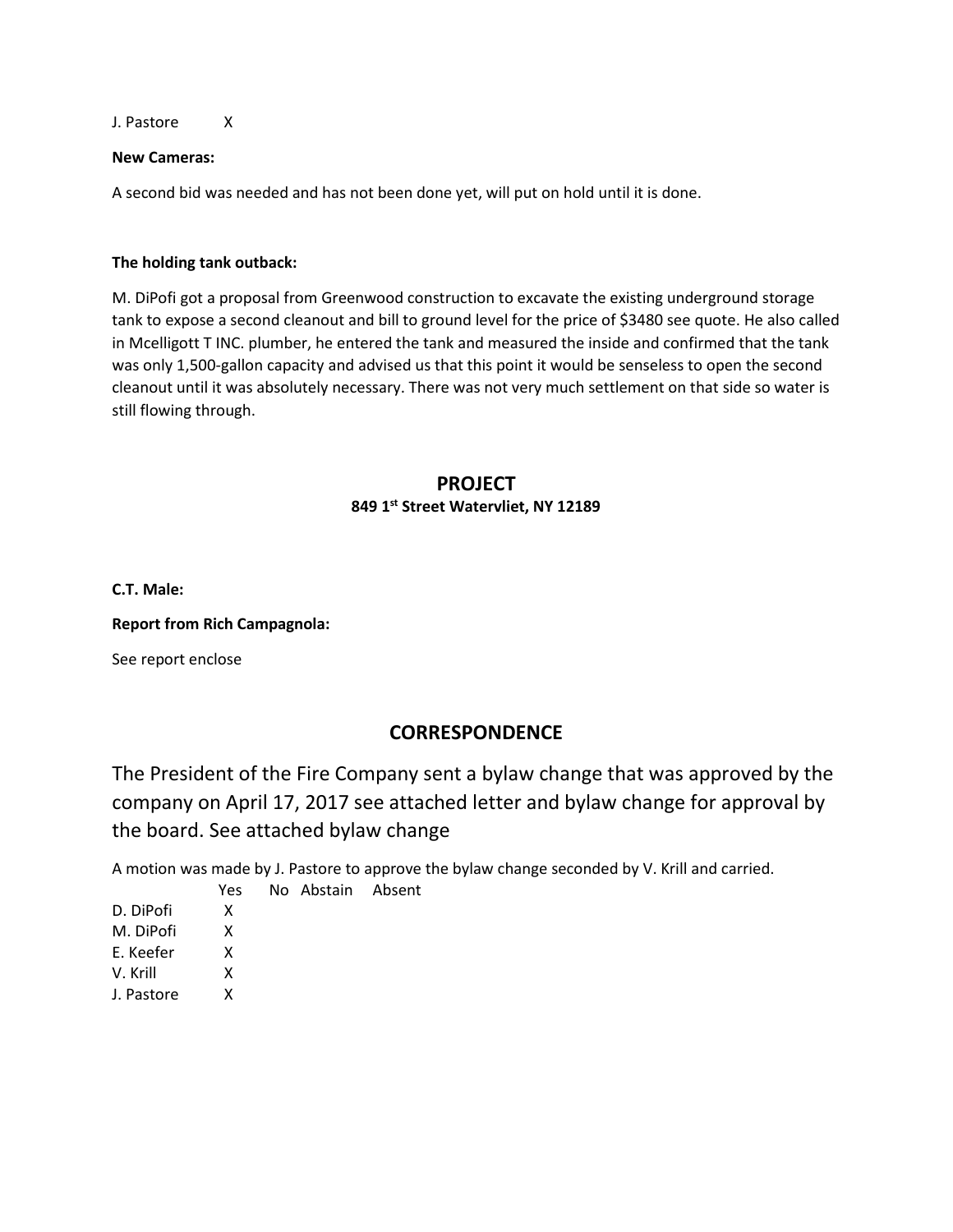| | Yes | No | Abstain | Absent |
|---|---|---|---|---|
| J. Pastore | X | | | |

**New Cameras:**

A second bid was needed and has not been done yet, will put on hold until it is done.

**The holding tank outback:**

M. DiPofi got a proposal from Greenwood construction to excavate the existing underground storage tank to expose a second cleanout and bill to ground level for the price of $3480 see quote. He also called in Mcelligott T INC. plumber, he entered the tank and measured the inside and confirmed that the tank was only 1,500-gallon capacity and advised us that this point it would be senseless to open the second cleanout until it was absolutely necessary. There was not very much settlement on that side so water is still flowing through.

## PROJECT

**849 1st Street Watervliet, NY 12189**

**C.T. Male:**

**Report from Rich Campagnola:**

See report enclose

## CORRESPONDENCE

The President of the Fire Company sent a bylaw change that was approved by the company on April 17, 2017 see attached letter and bylaw change for approval by the board. See attached bylaw change

A motion was made by J. Pastore to approve the bylaw change seconded by V. Krill and carried.

| | Yes | No | Abstain | Absent |
|---|---|---|---|---|
| D. DiPofi | X | | | |
| M. DiPofi | X | | | |
| E. Keefer | X | | | |
| V. Krill | X | | | |
| J. Pastore | X | | | |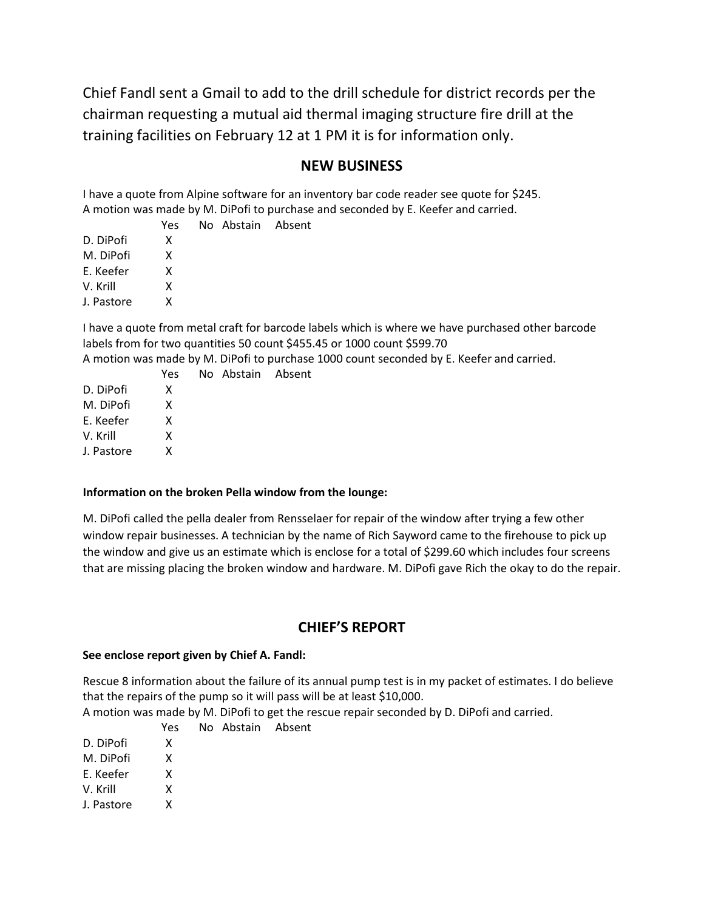Chief Fandl sent a Gmail to add to the drill schedule for district records per the chairman requesting a mutual aid thermal imaging structure fire drill at the training facilities on February 12 at 1 PM it is for information only.

## NEW BUSINESS

I have a quote from Alpine software for an inventory bar code reader see quote for $245.
A motion was made by M. DiPofi to purchase and seconded by E. Keefer and carried.

| | Yes | No | Abstain | Absent |
|---|---|---|---|---|
| D. DiPofi | X | | | |
| M. DiPofi | X | | | |
| E. Keefer | X | | | |
| V. Krill | X | | | |
| J. Pastore | X | | | |

I have a quote from metal craft for barcode labels which is where we have purchased other barcode labels from for two quantities 50 count $455.45 or 1000 count $599.70
A motion was made by M. DiPofi to purchase 1000 count seconded by E. Keefer and carried.

| | Yes | No | Abstain | Absent |
|---|---|---|---|---|
| D. DiPofi | X | | | |
| M. DiPofi | X | | | |
| E. Keefer | X | | | |
| V. Krill | X | | | |
| J. Pastore | X | | | |

**Information on the broken Pella window from the lounge:**

M. DiPofi called the pella dealer from Rensselaer for repair of the window after trying a few other window repair businesses. A technician by the name of Rich Sayword came to the firehouse to pick up the window and give us an estimate which is enclose for a total of $299.60 which includes four screens that are missing placing the broken window and hardware. M. DiPofi gave Rich the okay to do the repair.

## CHIEF'S REPORT

**See enclose report given by Chief A. Fandl:**

Rescue 8 information about the failure of its annual pump test is in my packet of estimates. I do believe that the repairs of the pump so it will pass will be at least $10,000.
A motion was made by M. DiPofi to get the rescue repair seconded by D. DiPofi and carried.

| | Yes | No | Abstain | Absent |
|---|---|---|---|---|
| D. DiPofi | X | | | |
| M. DiPofi | X | | | |
| E. Keefer | X | | | |
| V. Krill | X | | | |
| J. Pastore | X | | | |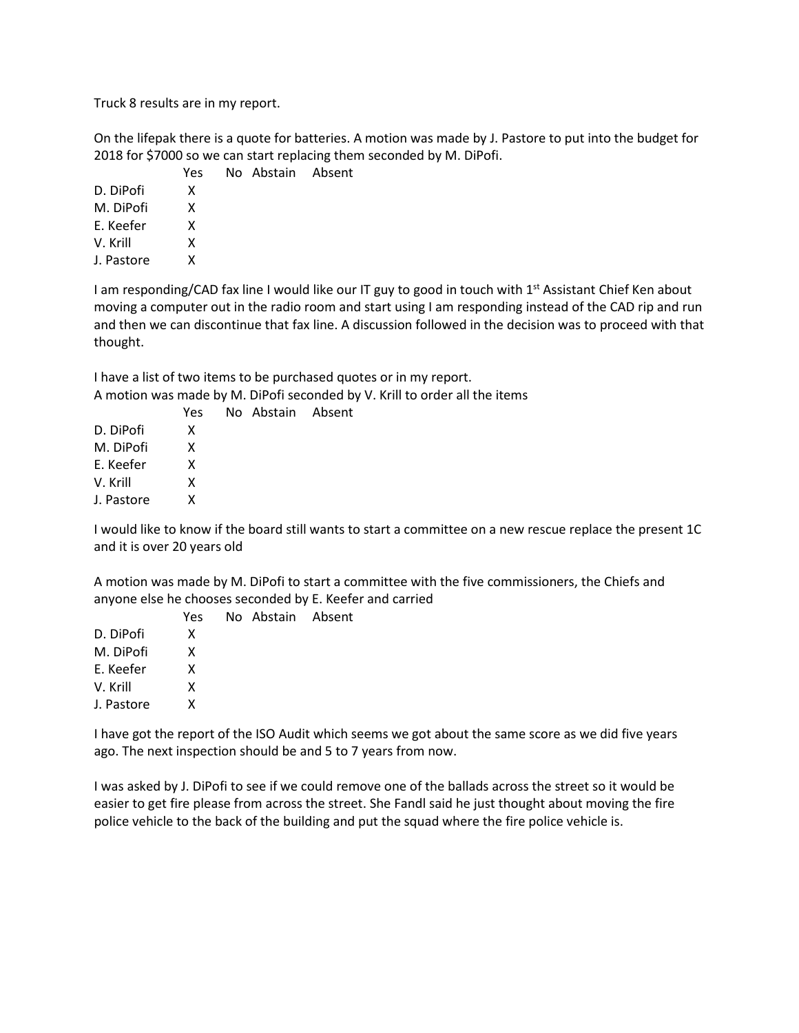Truck 8 results are in my report.

On the lifepak there is a quote for batteries. A motion was made by J. Pastore to put into the budget for 2018 for $7000 so we can start replacing them seconded by M. DiPofi.

| | Yes | No | Abstain | Absent |
|---|---|---|---|---|
| D. DiPofi | X | | | |
| M. DiPofi | X | | | |
| E. Keefer | X | | | |
| V. Krill | X | | | |
| J. Pastore | X | | | |

I am responding/CAD fax line I would like our IT guy to good in touch with 1st Assistant Chief Ken about moving a computer out in the radio room and start using I am responding instead of the CAD rip and run and then we can discontinue that fax line. A discussion followed in the decision was to proceed with that thought.

I have a list of two items to be purchased quotes or in my report.
A motion was made by M. DiPofi seconded by V. Krill to order all the items

| | Yes | No | Abstain | Absent |
|---|---|---|---|---|
| D. DiPofi | X | | | |
| M. DiPofi | X | | | |
| E. Keefer | X | | | |
| V. Krill | X | | | |
| J. Pastore | X | | | |

I would like to know if the board still wants to start a committee on a new rescue replace the present 1C and it is over 20 years old

A motion was made by M. DiPofi to start a committee with the five commissioners, the Chiefs and anyone else he chooses seconded by E. Keefer and carried

| | Yes | No | Abstain | Absent |
|---|---|---|---|---|
| D. DiPofi | X | | | |
| M. DiPofi | X | | | |
| E. Keefer | X | | | |
| V. Krill | X | | | |
| J. Pastore | X | | | |

I have got the report of the ISO Audit which seems we got about the same score as we did five years ago. The next inspection should be and 5 to 7 years from now.

I was asked by J. DiPofi to see if we could remove one of the ballads across the street so it would be easier to get fire please from across the street. She Fandl said he just thought about moving the fire police vehicle to the back of the building and put the squad where the fire police vehicle is.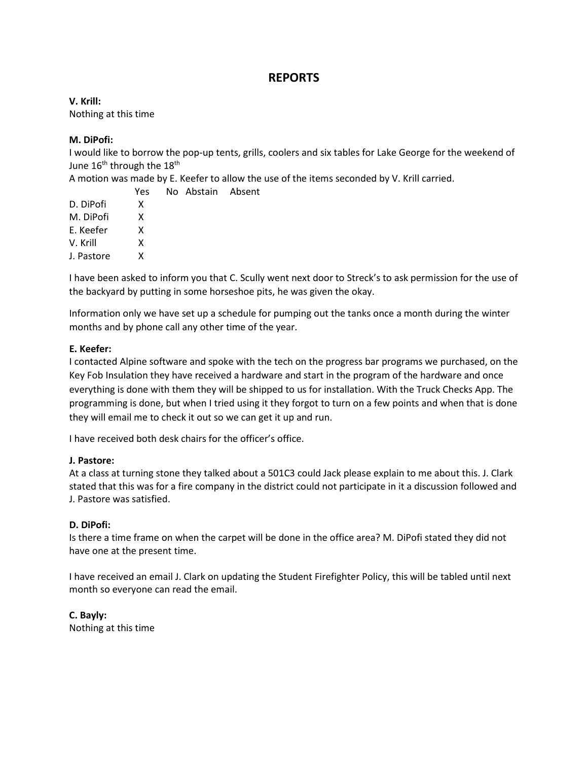# REPORTS

**V. Krill:**
Nothing at this time

**M. DiPofi:**
I would like to borrow the pop-up tents, grills, coolers and six tables for Lake George for the weekend of June 16th through the 18th
A motion was made by E. Keefer to allow the use of the items seconded by V. Krill carried.

| | Yes | No | Abstain | Absent |
|---|---|---|---|---|
| D. DiPofi | X | | | |
| M. DiPofi | X | | | |
| E. Keefer | X | | | |
| V. Krill | X | | | |
| J. Pastore | X | | | |

I have been asked to inform you that C. Scully went next door to Streck's to ask permission for the use of the backyard by putting in some horseshoe pits, he was given the okay.

Information only we have set up a schedule for pumping out the tanks once a month during the winter months and by phone call any other time of the year.

**E. Keefer:**
I contacted Alpine software and spoke with the tech on the progress bar programs we purchased, on the Key Fob Insulation they have received a hardware and start in the program of the hardware and once everything is done with them they will be shipped to us for installation. With the Truck Checks App. The programming is done, but when I tried using it they forgot to turn on a few points and when that is done they will email me to check it out so we can get it up and run.

I have received both desk chairs for the officer's office.

**J. Pastore:**
At a class at turning stone they talked about a 501C3 could Jack please explain to me about this. J. Clark stated that this was for a fire company in the district could not participate in it a discussion followed and J. Pastore was satisfied.

**D. DiPofi:**
Is there a time frame on when the carpet will be done in the office area? M. DiPofi stated they did not have one at the present time.

I have received an email J. Clark on updating the Student Firefighter Policy, this will be tabled until next month so everyone can read the email.

**C. Bayly:**
Nothing at this time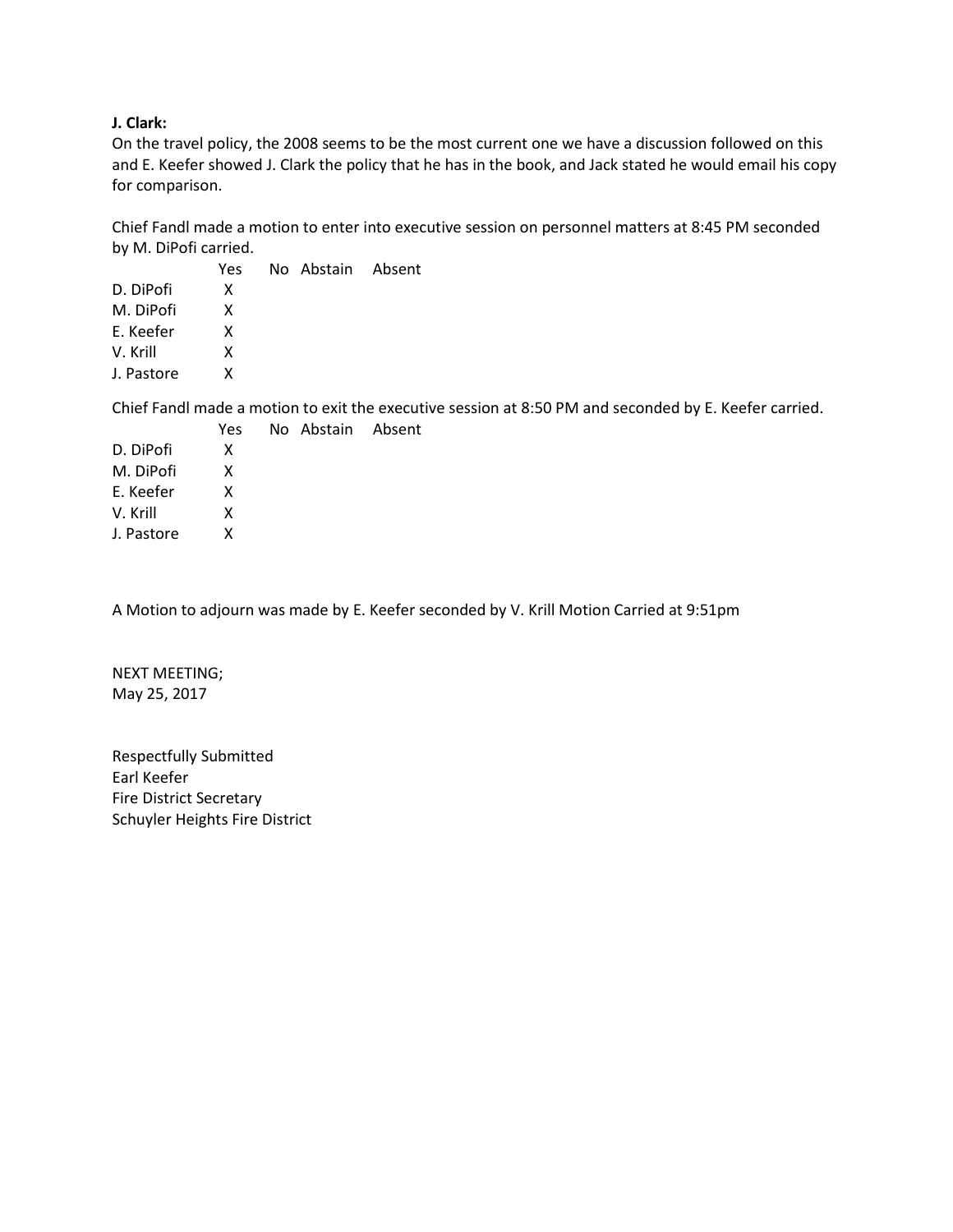**J. Clark:**

On the travel policy, the 2008 seems to be the most current one we have a discussion followed on this and E. Keefer showed J. Clark the policy that he has in the book, and Jack stated he would email his copy for comparison.

Chief Fandl made a motion to enter into executive session on personnel matters at 8:45 PM seconded by M. DiPofi carried.

| | Yes | No | Abstain | Absent |
|---|---|---|---|---|
| D. DiPofi | X | | | |
| M. DiPofi | X | | | |
| E. Keefer | X | | | |
| V. Krill | X | | | |
| J. Pastore | X | | | |

Chief Fandl made a motion to exit the executive session at 8:50 PM and seconded by E. Keefer carried.

| | Yes | No | Abstain | Absent |
|---|---|---|---|---|
| D. DiPofi | X | | | |
| M. DiPofi | X | | | |
| E. Keefer | X | | | |
| V. Krill | X | | | |
| J. Pastore | X | | | |

A Motion to adjourn was made by E. Keefer seconded by V. Krill Motion Carried at 9:51pm

NEXT MEETING;
May 25, 2017

Respectfully Submitted
Earl Keefer
Fire District Secretary
Schuyler Heights Fire District